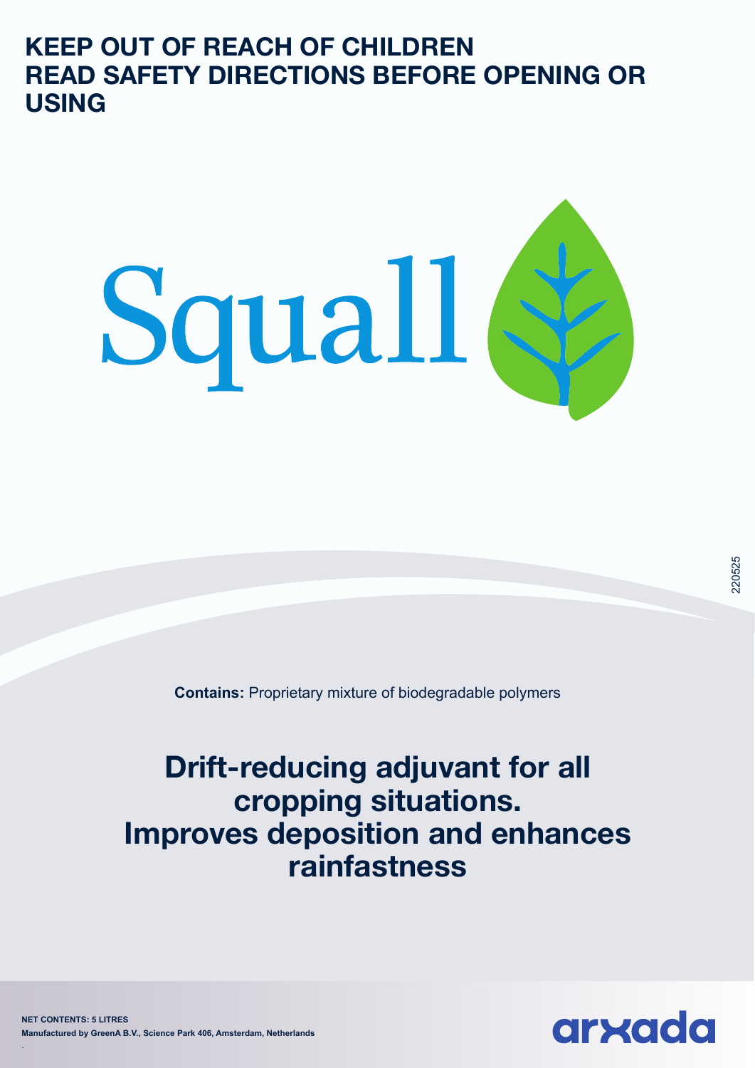**KEEP OUT OF REACH OF CHILDREN**
**READ SAFETY DIRECTIONS BEFORE OPENING OR USING**

# Squall

220525

**Contains:** Proprietary mixture of biodegradable polymers

## Drift-reducing adjuvant for all cropping situations. Improves deposition and enhances rainfastness

**NET CONTENTS: 5 LITRES**
**Manufactured by GreenA B.V., Science Park 406, Amsterdam, Netherlands**

arxada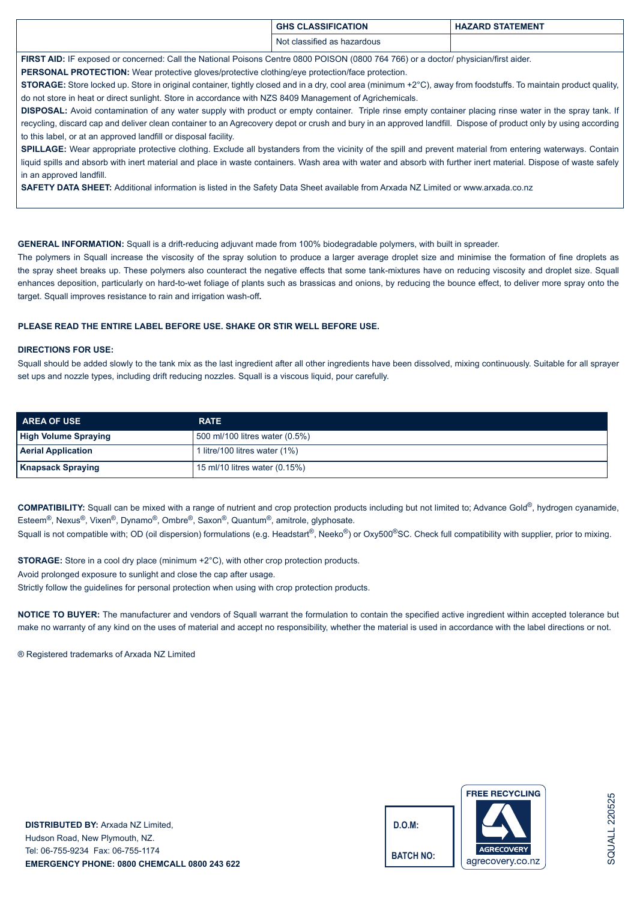| | GHS CLASSIFICATION | HAZARD STATEMENT |
|---|---|---|
| | Not classified as hazardous | |

**FIRST AID:** IF exposed or concerned: Call the National Poisons Centre 0800 POISON (0800 764 766) or a doctor/ physician/first aider.

**PERSONAL PROTECTION:** Wear protective gloves/protective clothing/eye protection/face protection.

**STORAGE:** Store locked up. Store in original container, tightly closed and in a dry, cool area (minimum +2°C), away from foodstuffs. To maintain product quality, do not store in heat or direct sunlight. Store in accordance with NZS 8409 Management of Agrichemicals.

**DISPOSAL:** Avoid contamination of any water supply with product or empty container. Triple rinse empty container placing rinse water in the spray tank. If recycling, discard cap and deliver clean container to an Agrecovery depot or crush and bury in an approved landfill. Dispose of product only by using according to this label, or at an approved landfill or disposal facility.

**SPILLAGE:** Wear appropriate protective clothing. Exclude all bystanders from the vicinity of the spill and prevent material from entering waterways. Contain liquid spills and absorb with inert material and place in waste containers. Wash area with water and absorb with further inert material. Dispose of waste safely in an approved landfill.

**SAFETY DATA SHEET:** Additional information is listed in the Safety Data Sheet available from Arxada NZ Limited or www.arxada.co.nz

**GENERAL INFORMATION:** Squall is a drift-reducing adjuvant made from 100% biodegradable polymers, with built in spreader.

The polymers in Squall increase the viscosity of the spray solution to produce a larger average droplet size and minimise the formation of fine droplets as the spray sheet breaks up. These polymers also counteract the negative effects that some tank-mixtures have on reducing viscosity and droplet size. Squall enhances deposition, particularly on hard-to-wet foliage of plants such as brassicas and onions, by reducing the bounce effect, to deliver more spray onto the target. Squall improves resistance to rain and irrigation wash-off**.**

**PLEASE READ THE ENTIRE LABEL BEFORE USE. SHAKE OR STIR WELL BEFORE USE.**

**DIRECTIONS FOR USE:**

Squall should be added slowly to the tank mix as the last ingredient after all other ingredients have been dissolved, mixing continuously. Suitable for all sprayer set ups and nozzle types, including drift reducing nozzles. Squall is a viscous liquid, pour carefully.

| AREA OF USE | RATE |
|---|---|
| **High Volume Spraying** | 500 ml/100 litres water (0.5%) |
| **Aerial Application** | 1 litre/100 litres water (1%) |
| **Knapsack Spraying** | 15 ml/10 litres water (0.15%) |

**COMPATIBILITY:** Squall can be mixed with a range of nutrient and crop protection products including but not limited to; Advance Gold®, hydrogen cyanamide, Esteem®, Nexus®, Vixen®, Dynamo®, Ombre®, Saxon®, Quantum®, amitrole, glyphosate.

Squall is not compatible with; OD (oil dispersion) formulations (e.g. Headstart®, Neeko®) or Oxy500®SC. Check full compatibility with supplier, prior to mixing.

**STORAGE:** Store in a cool dry place (minimum +2°C), with other crop protection products.

Avoid prolonged exposure to sunlight and close the cap after usage.

Strictly follow the guidelines for personal protection when using with crop protection products.

**NOTICE TO BUYER:** The manufacturer and vendors of Squall warrant the formulation to contain the specified active ingredient within accepted tolerance but make no warranty of any kind on the uses of material and accept no responsibility, whether the material is used in accordance with the label directions or not.

® Registered trademarks of Arxada NZ Limited

**DISTRIBUTED BY:** Arxada NZ Limited,
Hudson Road, New Plymouth, NZ.
Tel: 06-755-9234 Fax: 06-755-1174
**EMERGENCY PHONE: 0800 CHEMCALL 0800 243 622**

**D.O.M:**

**BATCH NO:**

**FREE RECYCLING**
AGRECOVERY
agrecovery.co.nz

SQUALL 220525